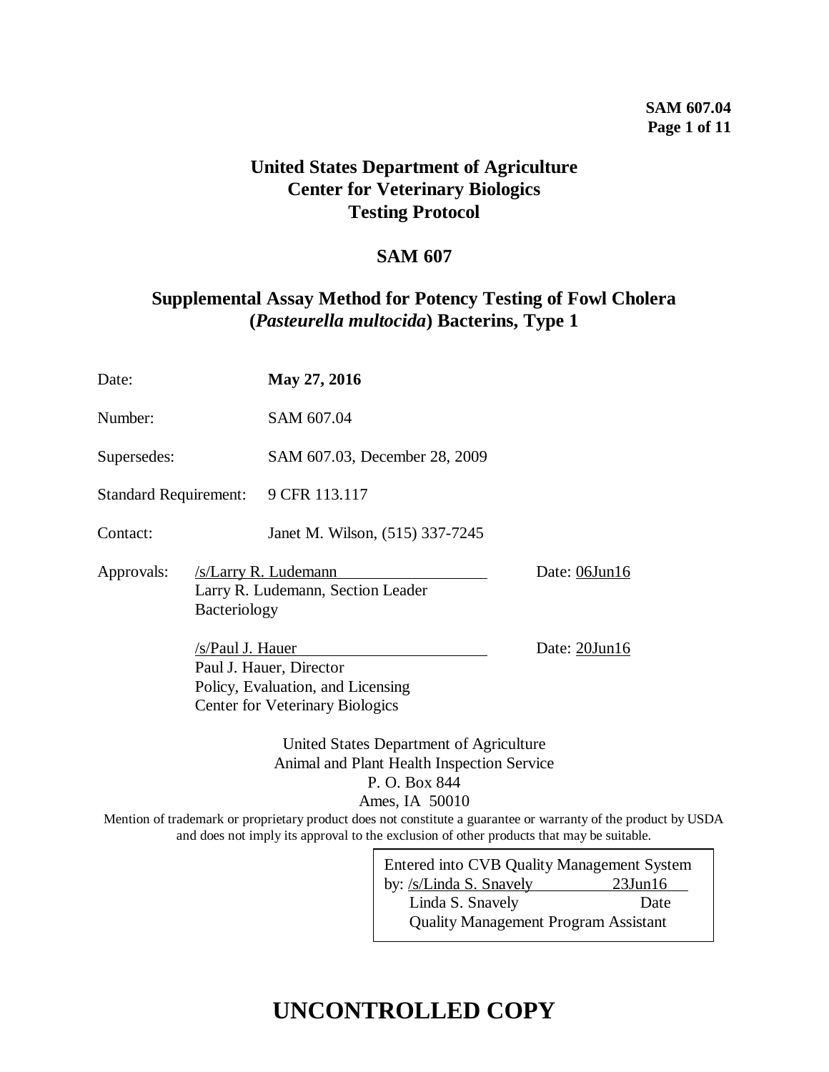**SAM 607.04**

# United States Department of Agriculture
# Center for Veterinary Biologics
# Testing Protocol

## SAM 607

## Supplemental Assay Method for Potency Testing of Fowl Cholera (*Pasteurella multocida*) Bacterins, Type 1

| | |
|---|---|
| Date: | **May 27, 2016** |
| Number: | SAM 607.04 |
| Supersedes: | SAM 607.03, December 28, 2009 |
| Standard Requirement: | 9 CFR 113.117 |
| Contact: | Janet M. Wilson, (515) 337-7245 |

Approvals:

/s/Larry R. Ludemann Date: 06Jun16
Larry R. Ludemann, Section Leader
Bacteriology

/s/Paul J. Hauer Date: 20Jun16
Paul J. Hauer, Director
Policy, Evaluation, and Licensing
Center for Veterinary Biologics

United States Department of Agriculture
Animal and Plant Health Inspection Service
P. O. Box 844
Ames, IA 50010

Mention of trademark or proprietary product does not constitute a guarantee or warranty of the product by USDA and does not imply its approval to the exclusion of other products that may be suitable.

Entered into CVB Quality Management System
by: /s/Linda S. Snavely 23Jun16
Linda S. Snavely Date
Quality Management Program Assistant

# UNCONTROLLED COPY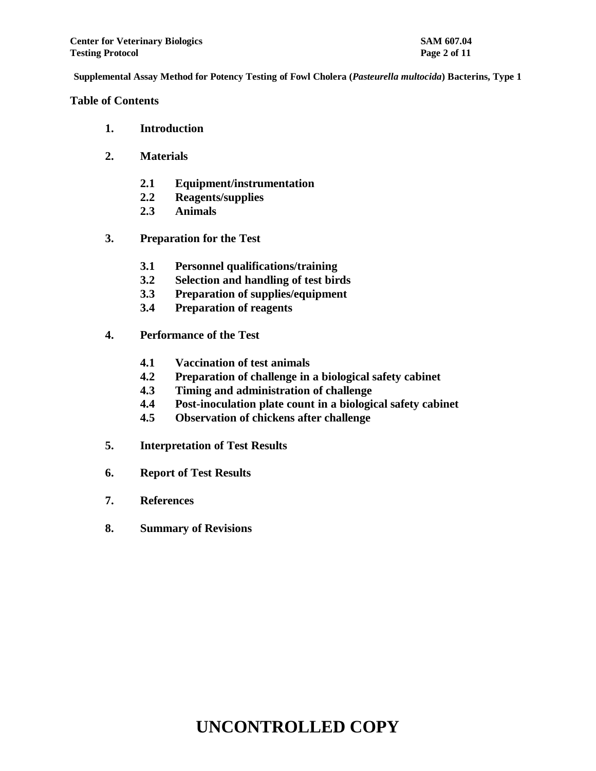**Supplemental Assay Method for Potency Testing of Fowl Cholera (*Pasteurella multocida*) Bacterins, Type 1**

## Table of Contents

1. **Introduction**
2. **Materials**
   - 2.1 **Equipment/instrumentation**
   - 2.2 **Reagents/supplies**
   - 2.3 **Animals**
3. **Preparation for the Test**
   - 3.1 **Personnel qualifications/training**
   - 3.2 **Selection and handling of test birds**
   - 3.3 **Preparation of supplies/equipment**
   - 3.4 **Preparation of reagents**
4. **Performance of the Test**
   - 4.1 **Vaccination of test animals**
   - 4.2 **Preparation of challenge in a biological safety cabinet**
   - 4.3 **Timing and administration of challenge**
   - 4.4 **Post-inoculation plate count in a biological safety cabinet**
   - 4.5 **Observation of chickens after challenge**
5. **Interpretation of Test Results**
6. **Report of Test Results**
7. **References**
8. **Summary of Revisions**

# UNCONTROLLED COPY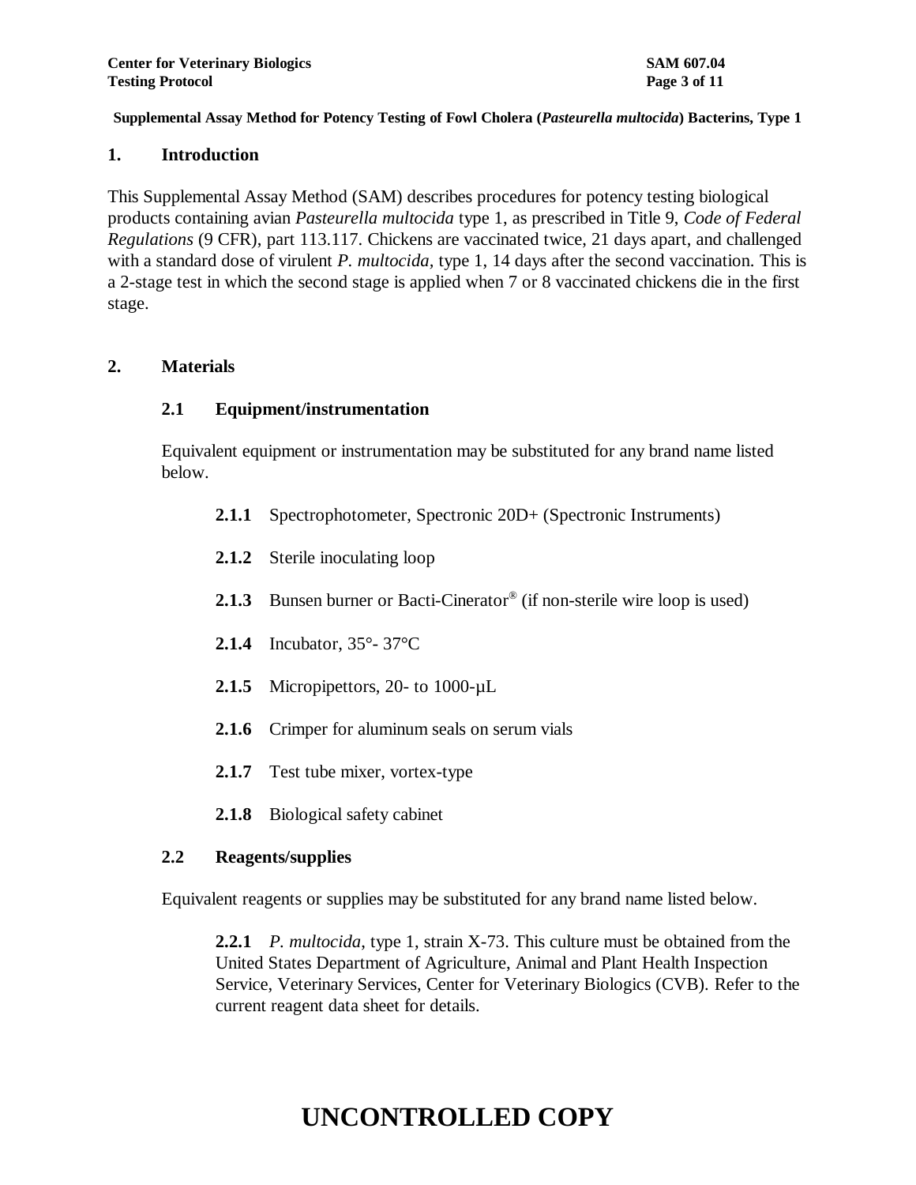**Supplemental Assay Method for Potency Testing of Fowl Cholera (*Pasteurella multocida*) Bacterins, Type 1**

## 1. Introduction

This Supplemental Assay Method (SAM) describes procedures for potency testing biological products containing avian *Pasteurella multocida* type 1, as prescribed in Title 9, *Code of Federal Regulations* (9 CFR), part 113.117. Chickens are vaccinated twice, 21 days apart, and challenged with a standard dose of virulent *P. multocida*, type 1, 14 days after the second vaccination. This is a 2-stage test in which the second stage is applied when 7 or 8 vaccinated chickens die in the first stage.

## 2. Materials

### 2.1 Equipment/instrumentation

Equivalent equipment or instrumentation may be substituted for any brand name listed below.

**2.1.1** Spectrophotometer, Spectronic 20D+ (Spectronic Instruments)

**2.1.2** Sterile inoculating loop

**2.1.3** Bunsen burner or Bacti-Cinerator® (if non-sterile wire loop is used)

**2.1.4** Incubator, 35°- 37°C

**2.1.5** Micropipettors, 20- to 1000-µL

**2.1.6** Crimper for aluminum seals on serum vials

**2.1.7** Test tube mixer, vortex-type

**2.1.8** Biological safety cabinet

### 2.2 Reagents/supplies

Equivalent reagents or supplies may be substituted for any brand name listed below.

**2.2.1** *P. multocida*, type 1, strain X-73. This culture must be obtained from the United States Department of Agriculture, Animal and Plant Health Inspection Service, Veterinary Services, Center for Veterinary Biologics (CVB). Refer to the current reagent data sheet for details.

UNCONTROLLED COPY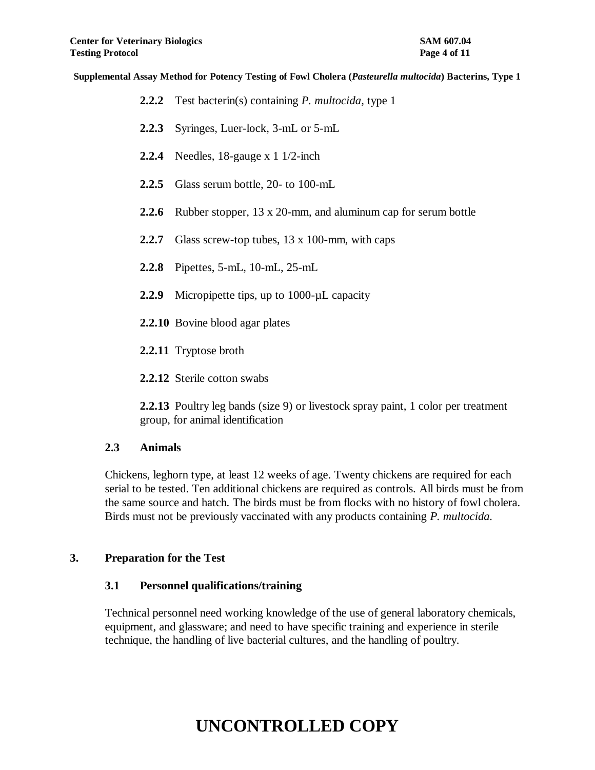**2.2.2** Test bacterin(s) containing *P. multocida,* type 1

**2.2.3** Syringes, Luer-lock, 3-mL or 5-mL

**2.2.4** Needles, 18-gauge x 1 1/2-inch

**2.2.5** Glass serum bottle, 20- to 100-mL

**2.2.6** Rubber stopper, 13 x 20-mm, and aluminum cap for serum bottle

**2.2.7** Glass screw-top tubes, 13 x 100-mm, with caps

**2.2.8** Pipettes, 5-mL, 10-mL, 25-mL

**2.2.9** Micropipette tips, up to 1000-µL capacity

**2.2.10** Bovine blood agar plates

**2.2.11** Tryptose broth

**2.2.12** Sterile cotton swabs

**2.2.13** Poultry leg bands (size 9) or livestock spray paint, 1 color per treatment group, for animal identification

### 2.3 Animals

Chickens, leghorn type, at least 12 weeks of age. Twenty chickens are required for each serial to be tested. Ten additional chickens are required as controls. All birds must be from the same source and hatch. The birds must be from flocks with no history of fowl cholera. Birds must not be previously vaccinated with any products containing *P. multocida.*

## 3. Preparation for the Test

### 3.1 Personnel qualifications/training

Technical personnel need working knowledge of the use of general laboratory chemicals, equipment, and glassware; and need to have specific training and experience in sterile technique, the handling of live bacterial cultures, and the handling of poultry.

# UNCONTROLLED COPY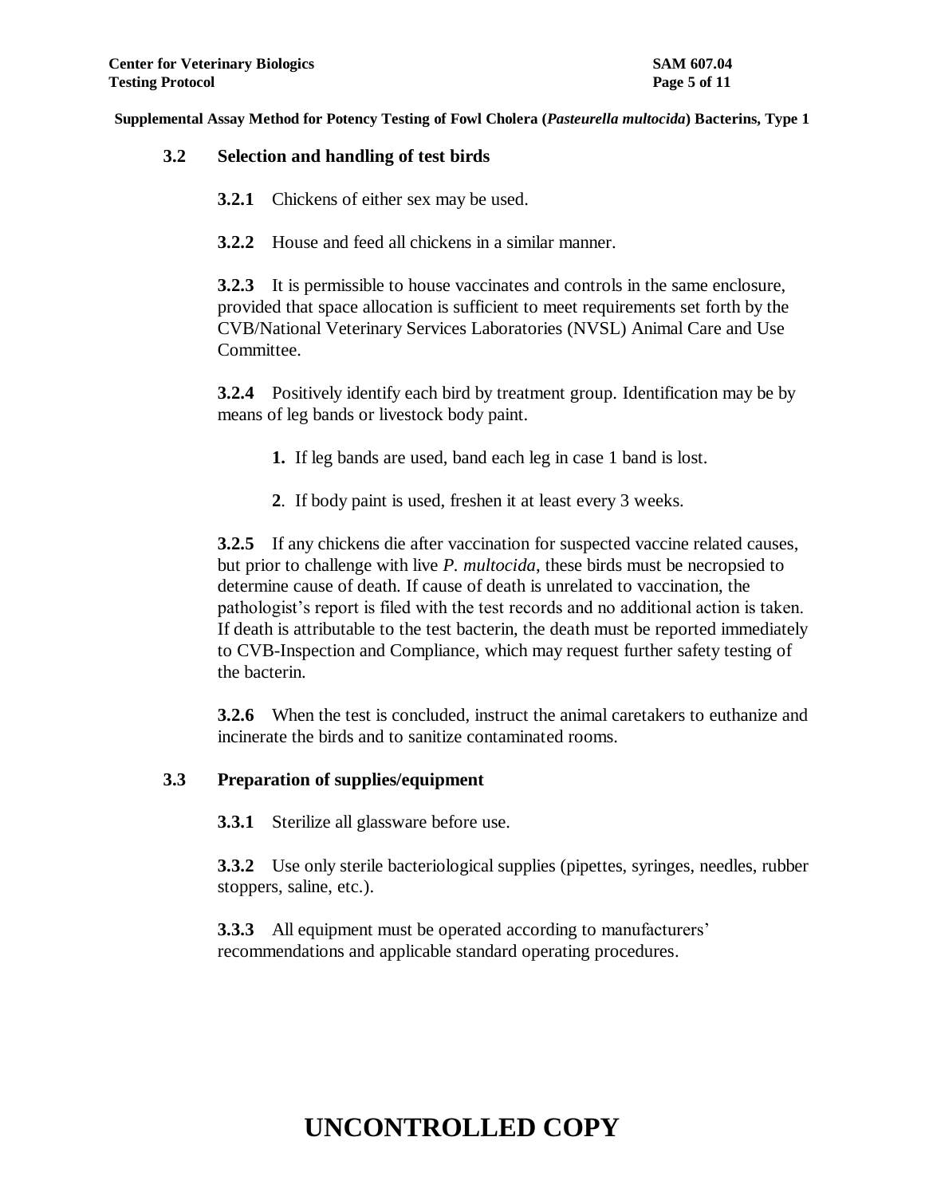### 3.2 Selection and handling of test birds

**3.2.1** Chickens of either sex may be used.

**3.2.2** House and feed all chickens in a similar manner.

**3.2.3** It is permissible to house vaccinates and controls in the same enclosure, provided that space allocation is sufficient to meet requirements set forth by the CVB/National Veterinary Services Laboratories (NVSL) Animal Care and Use Committee.

**3.2.4** Positively identify each bird by treatment group. Identification may be by means of leg bands or livestock body paint.

1. If leg bands are used, band each leg in case 1 band is lost.
2. If body paint is used, freshen it at least every 3 weeks.

**3.2.5** If any chickens die after vaccination for suspected vaccine related causes, but prior to challenge with live *P. multocida*, these birds must be necropsied to determine cause of death. If cause of death is unrelated to vaccination, the pathologist's report is filed with the test records and no additional action is taken. If death is attributable to the test bacterin, the death must be reported immediately to CVB-Inspection and Compliance, which may request further safety testing of the bacterin.

**3.2.6** When the test is concluded, instruct the animal caretakers to euthanize and incinerate the birds and to sanitize contaminated rooms.

### 3.3 Preparation of supplies/equipment

**3.3.1** Sterilize all glassware before use.

**3.3.2** Use only sterile bacteriological supplies (pipettes, syringes, needles, rubber stoppers, saline, etc.).

**3.3.3** All equipment must be operated according to manufacturers' recommendations and applicable standard operating procedures.

# UNCONTROLLED COPY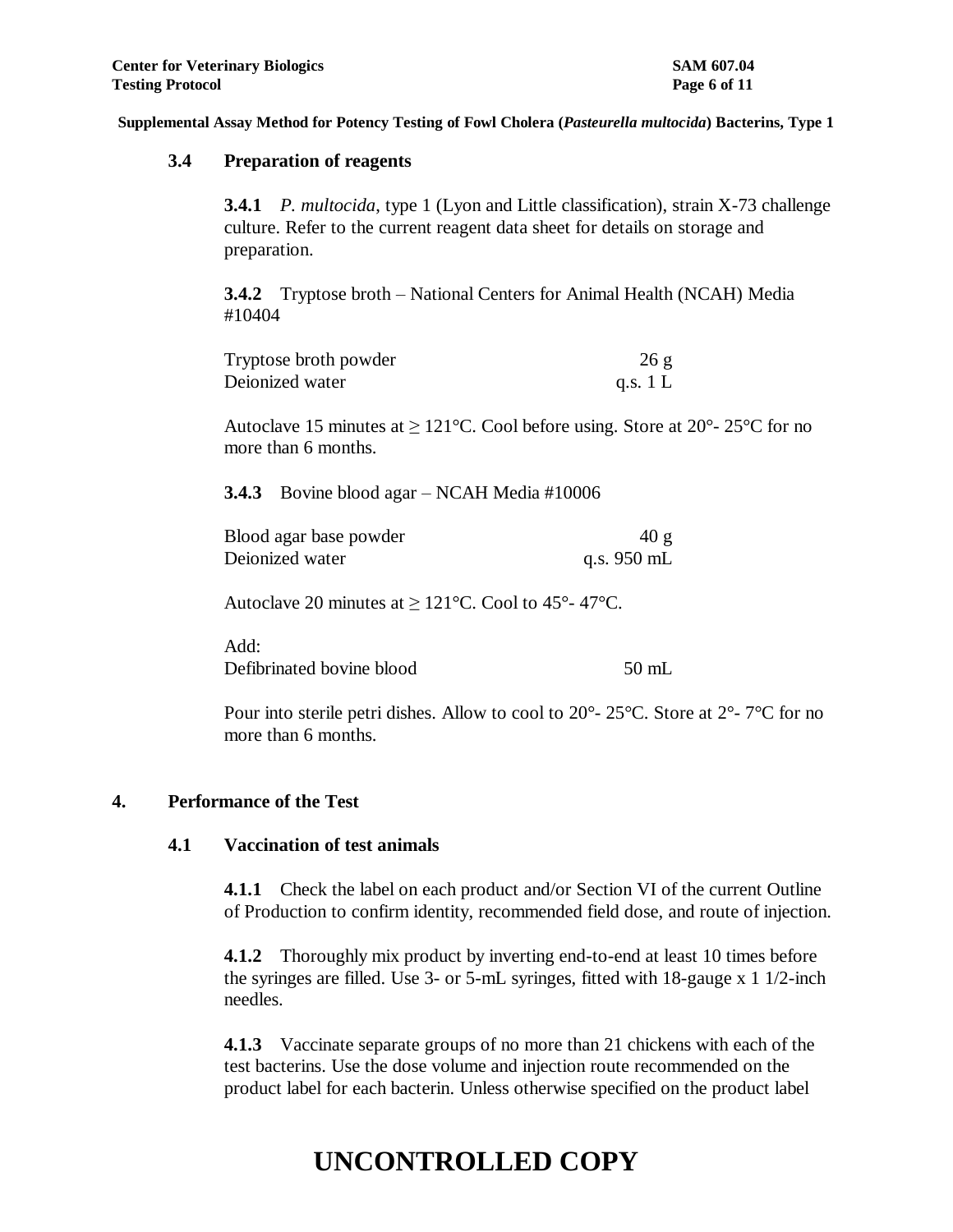### 3.4 Preparation of reagents

**3.4.1** *P. multocida*, type 1 (Lyon and Little classification), strain X-73 challenge culture. Refer to the current reagent data sheet for details on storage and preparation.

**3.4.2** Tryptose broth – National Centers for Animal Health (NCAH) Media #10404

| | |
|---|---|
| Tryptose broth powder | 26 g |
| Deionized water | q.s. 1 L |

Autoclave 15 minutes at ≥ 121°C. Cool before using. Store at 20°- 25°C for no more than 6 months.

**3.4.3** Bovine blood agar – NCAH Media #10006

| | |
|---|---|
| Blood agar base powder | 40 g |
| Deionized water | q.s. 950 mL |

Autoclave 20 minutes at ≥ 121°C. Cool to 45°- 47°C.

Add:

| | |
|---|---|
| Defibrinated bovine blood | 50 mL |

Pour into sterile petri dishes. Allow to cool to 20°- 25°C. Store at 2°- 7°C for no more than 6 months.

## 4. Performance of the Test

### 4.1 Vaccination of test animals

**4.1.1** Check the label on each product and/or Section VI of the current Outline of Production to confirm identity, recommended field dose, and route of injection.

**4.1.2** Thoroughly mix product by inverting end-to-end at least 10 times before the syringes are filled. Use 3- or 5-mL syringes, fitted with 18-gauge x 1 1/2-inch needles.

**4.1.3** Vaccinate separate groups of no more than 21 chickens with each of the test bacterins. Use the dose volume and injection route recommended on the product label for each bacterin. Unless otherwise specified on the product label

# UNCONTROLLED COPY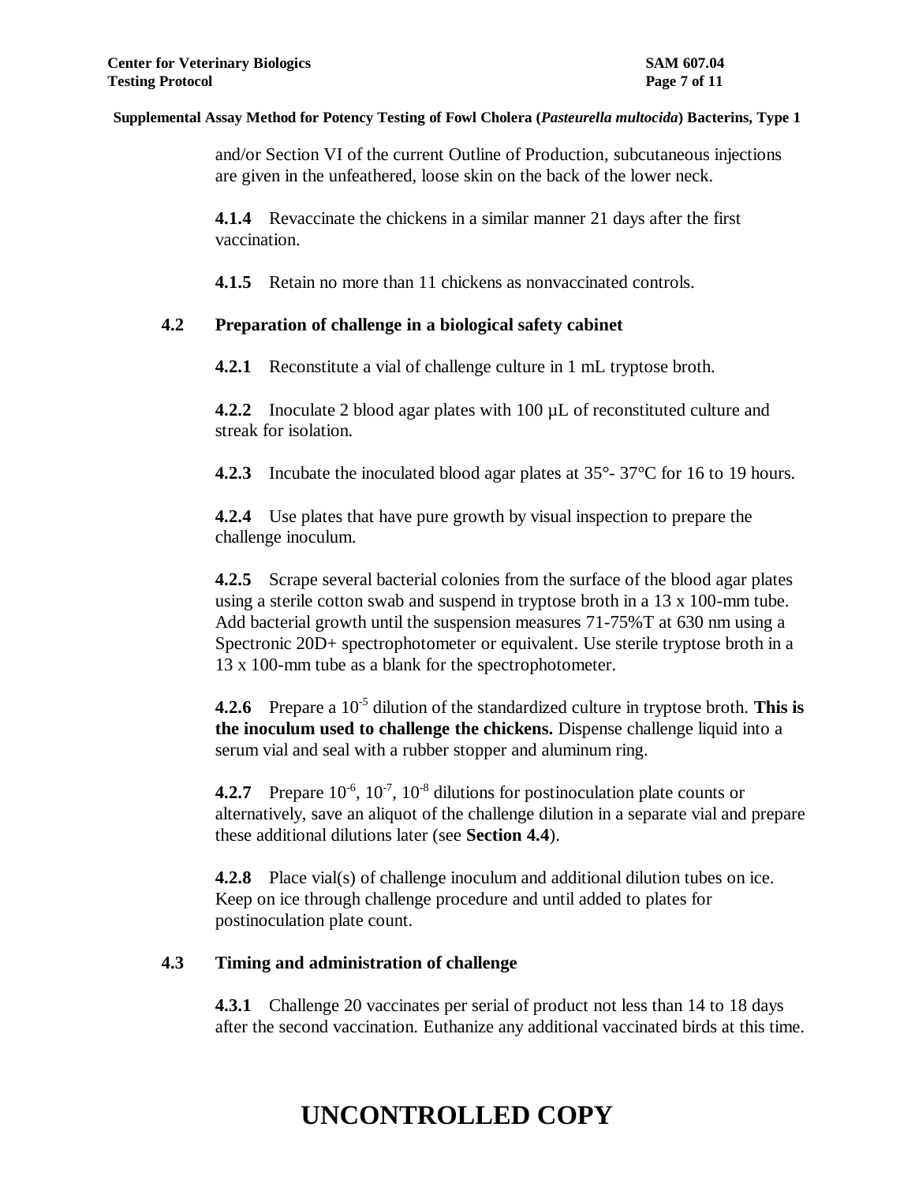and/or Section VI of the current Outline of Production, subcutaneous injections are given in the unfeathered, loose skin on the back of the lower neck.

**4.1.4** Revaccinate the chickens in a similar manner 21 days after the first vaccination.

**4.1.5** Retain no more than 11 chickens as nonvaccinated controls.

## 4.2 Preparation of challenge in a biological safety cabinet

**4.2.1** Reconstitute a vial of challenge culture in 1 mL tryptose broth.

**4.2.2** Inoculate 2 blood agar plates with 100 µL of reconstituted culture and streak for isolation.

**4.2.3** Incubate the inoculated blood agar plates at 35°- 37°C for 16 to 19 hours.

**4.2.4** Use plates that have pure growth by visual inspection to prepare the challenge inoculum.

**4.2.5** Scrape several bacterial colonies from the surface of the blood agar plates using a sterile cotton swab and suspend in tryptose broth in a 13 x 100-mm tube. Add bacterial growth until the suspension measures 71-75%T at 630 nm using a Spectronic 20D+ spectrophotometer or equivalent. Use sterile tryptose broth in a 13 x 100-mm tube as a blank for the spectrophotometer.

**4.2.6** Prepare a $10^{-5}$ dilution of the standardized culture in tryptose broth. **This is the inoculum used to challenge the chickens.** Dispense challenge liquid into a serum vial and seal with a rubber stopper and aluminum ring.

**4.2.7** Prepare $10^{-6}$, $10^{-7}$, $10^{-8}$ dilutions for postinoculation plate counts or alternatively, save an aliquot of the challenge dilution in a separate vial and prepare these additional dilutions later (see **Section 4.4**).

**4.2.8** Place vial(s) of challenge inoculum and additional dilution tubes on ice. Keep on ice through challenge procedure and until added to plates for postinoculation plate count.

## 4.3 Timing and administration of challenge

**4.3.1** Challenge 20 vaccinates per serial of product not less than 14 to 18 days after the second vaccination. Euthanize any additional vaccinated birds at this time.

**UNCONTROLLED COPY**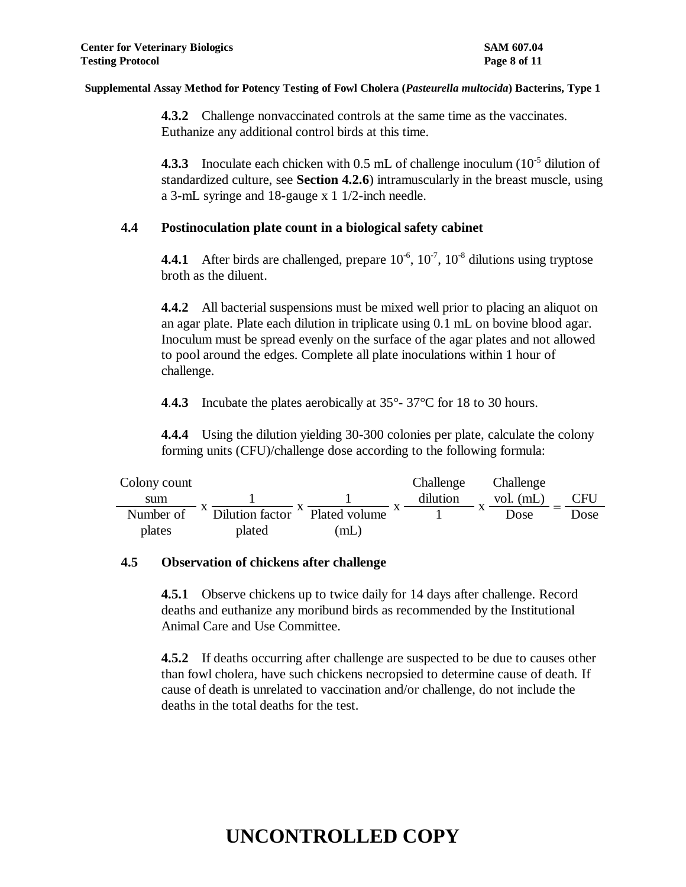**4.3.2** Challenge nonvaccinated controls at the same time as the vaccinates. Euthanize any additional control birds at this time.

**4.3.3** Inoculate each chicken with 0.5 mL of challenge inoculum ($10^{-5}$ dilution of standardized culture, see **Section 4.2.6**) intramuscularly in the breast muscle, using a 3-mL syringe and 18-gauge x 1 1/2-inch needle.

## 4.4 Postinoculation plate count in a biological safety cabinet

**4.4.1** After birds are challenged, prepare $10^{-6}$, $10^{-7}$, $10^{-8}$ dilutions using tryptose broth as the diluent.

**4.4.2** All bacterial suspensions must be mixed well prior to placing an aliquot on an agar plate. Plate each dilution in triplicate using 0.1 mL on bovine blood agar. Inoculum must be spread evenly on the surface of the agar plates and not allowed to pool around the edges. Complete all plate inoculations within 1 hour of challenge.

**4.4.3** Incubate the plates aerobically at 35°- 37°C for 18 to 30 hours.

**4.4.4** Using the dilution yielding 30-300 colonies per plate, calculate the colony forming units (CFU)/challenge dose according to the following formula:

$$\frac{\text{Colony count sum}}{\text{Number of plates}} \times \frac{1}{\text{Dilution factor plated}} \times \frac{1}{\text{Plated volume (mL)}} \times \frac{\text{Challenge dilution}}{1} \times \frac{\text{Challenge vol. (mL)}}{\text{Dose}} = \frac{\text{CFU}}{\text{Dose}}$$

## 4.5 Observation of chickens after challenge

**4.5.1** Observe chickens up to twice daily for 14 days after challenge. Record deaths and euthanize any moribund birds as recommended by the Institutional Animal Care and Use Committee.

**4.5.2** If deaths occurring after challenge are suspected to be due to causes other than fowl cholera, have such chickens necropsied to determine cause of death. If cause of death is unrelated to vaccination and/or challenge, do not include the deaths in the total deaths for the test.

# UNCONTROLLED COPY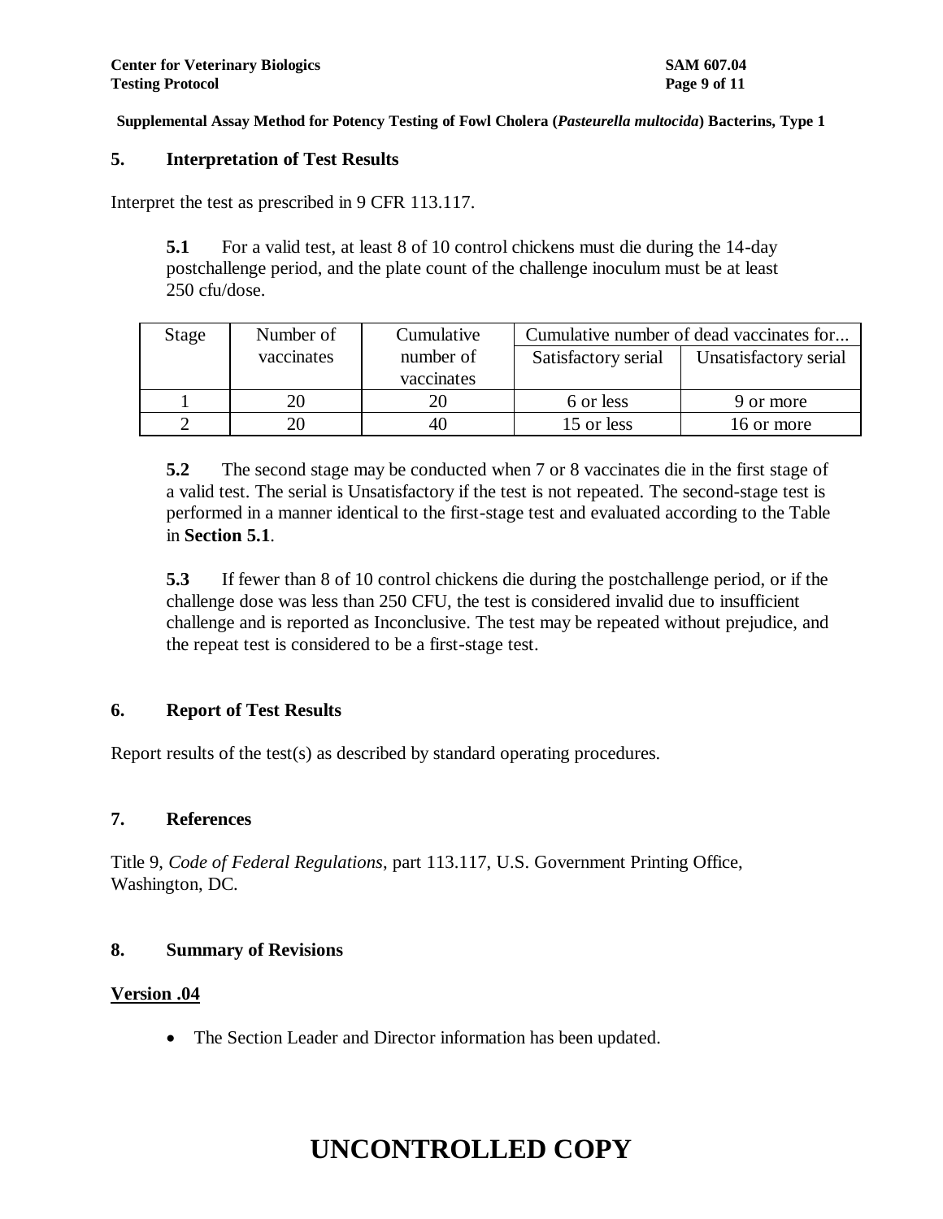**Supplemental Assay Method for Potency Testing of Fowl Cholera (*Pasteurella multocida*) Bacterins, Type 1**

## 5. Interpretation of Test Results

Interpret the test as prescribed in 9 CFR 113.117.

**5.1** For a valid test, at least 8 of 10 control chickens must die during the 14-day postchallenge period, and the plate count of the challenge inoculum must be at least 250 cfu/dose.

| Stage | Number of vaccinates | Cumulative number of vaccinates | Cumulative number of dead vaccinates for... | |
|---|---|---|---|---|
| | | | Satisfactory serial | Unsatisfactory serial |
| 1 | 20 | 20 | 6 or less | 9 or more |
| 2 | 20 | 40 | 15 or less | 16 or more |

**5.2** The second stage may be conducted when 7 or 8 vaccinates die in the first stage of a valid test. The serial is Unsatisfactory if the test is not repeated. The second-stage test is performed in a manner identical to the first-stage test and evaluated according to the Table in **Section 5.1**.

**5.3** If fewer than 8 of 10 control chickens die during the postchallenge period, or if the challenge dose was less than 250 CFU, the test is considered invalid due to insufficient challenge and is reported as Inconclusive. The test may be repeated without prejudice, and the repeat test is considered to be a first-stage test.

## 6. Report of Test Results

Report results of the test(s) as described by standard operating procedures.

## 7. References

Title 9, *Code of Federal Regulations*, part 113.117, U.S. Government Printing Office, Washington, DC.

## 8. Summary of Revisions

**Version .04**

- The Section Leader and Director information has been updated.

# UNCONTROLLED COPY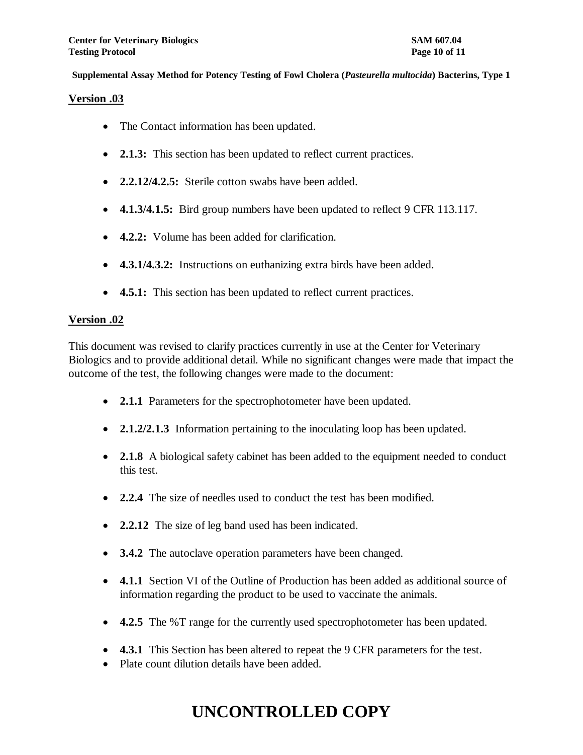## Version .03

- The Contact information has been updated.
- **2.1.3:** This section has been updated to reflect current practices.
- **2.2.12/4.2.5:** Sterile cotton swabs have been added.
- **4.1.3/4.1.5:** Bird group numbers have been updated to reflect 9 CFR 113.117.
- **4.2.2:** Volume has been added for clarification.
- **4.3.1/4.3.2:** Instructions on euthanizing extra birds have been added.
- **4.5.1:** This section has been updated to reflect current practices.

## Version .02

This document was revised to clarify practices currently in use at the Center for Veterinary Biologics and to provide additional detail. While no significant changes were made that impact the outcome of the test, the following changes were made to the document:

- **2.1.1** Parameters for the spectrophotometer have been updated.
- **2.1.2/2.1.3** Information pertaining to the inoculating loop has been updated.
- **2.1.8** A biological safety cabinet has been added to the equipment needed to conduct this test.
- **2.2.4** The size of needles used to conduct the test has been modified.
- **2.2.12** The size of leg band used has been indicated.
- **3.4.2** The autoclave operation parameters have been changed.
- **4.1.1** Section VI of the Outline of Production has been added as additional source of information regarding the product to be used to vaccinate the animals.
- **4.2.5** The %T range for the currently used spectrophotometer has been updated.
- **4.3.1** This Section has been altered to repeat the 9 CFR parameters for the test.
- Plate count dilution details have been added.

# UNCONTROLLED COPY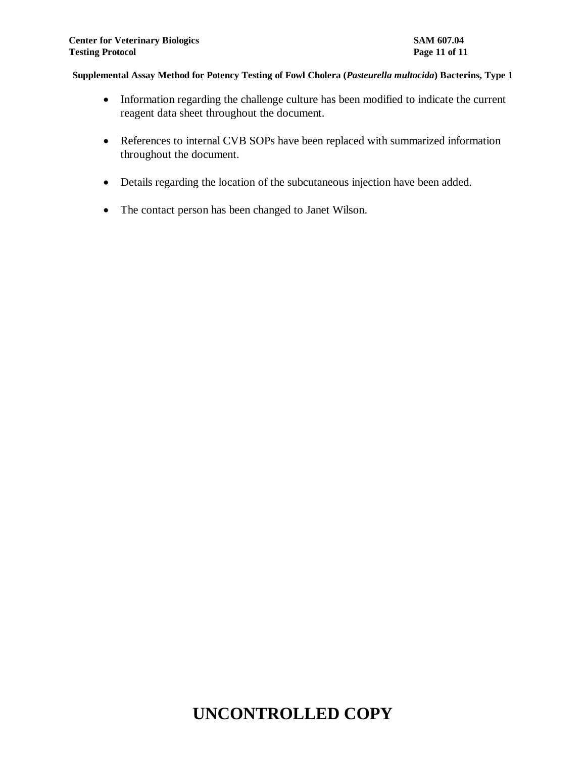- Information regarding the challenge culture has been modified to indicate the current reagent data sheet throughout the document.

- References to internal CVB SOPs have been replaced with summarized information throughout the document.

- Details regarding the location of the subcutaneous injection have been added.

- The contact person has been changed to Janet Wilson.

**UNCONTROLLED COPY**